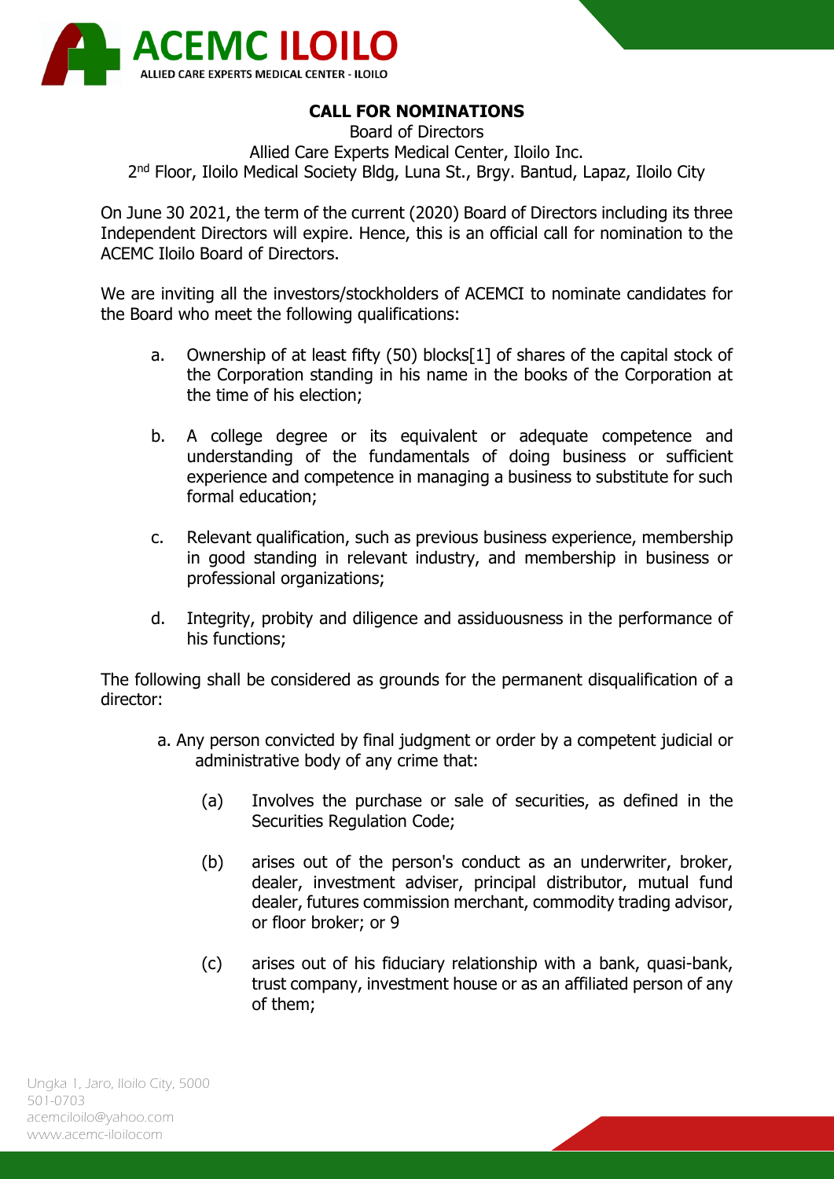# CALL FOR NOMINATIONS

Board of Directors
Allied Care Experts Medical Center, Iloilo Inc.
2nd Floor, Iloilo Medical Society Bldg, Luna St., Brgy. Bantud, Lapaz, Iloilo City

On June 30 2021, the term of the current (2020) Board of Directors including its three Independent Directors will expire. Hence, this is an official call for nomination to the ACEMC Iloilo Board of Directors.

We are inviting all the investors/stockholders of ACEMCI to nominate candidates for the Board who meet the following qualifications:

a. Ownership of at least fifty (50) blocks[1] of shares of the capital stock of the Corporation standing in his name in the books of the Corporation at the time of his election;

b. A college degree or its equivalent or adequate competence and understanding of the fundamentals of doing business or sufficient experience and competence in managing a business to substitute for such formal education;

c. Relevant qualification, such as previous business experience, membership in good standing in relevant industry, and membership in business or professional organizations;

d. Integrity, probity and diligence and assiduousness in the performance of his functions;

The following shall be considered as grounds for the permanent disqualification of a director:

a. Any person convicted by final judgment or order by a competent judicial or administrative body of any crime that:

(a) Involves the purchase or sale of securities, as defined in the Securities Regulation Code;

(b) arises out of the person's conduct as an underwriter, broker, dealer, investment adviser, principal distributor, mutual fund dealer, futures commission merchant, commodity trading advisor, or floor broker; or 9

(c) arises out of his fiduciary relationship with a bank, quasi-bank, trust company, investment house or as an affiliated person of any of them;

Ungka 1, Jaro, Iloilo City, 5000
501-0703
acemciloilo@yahoo.com
www.acemc-iloilocom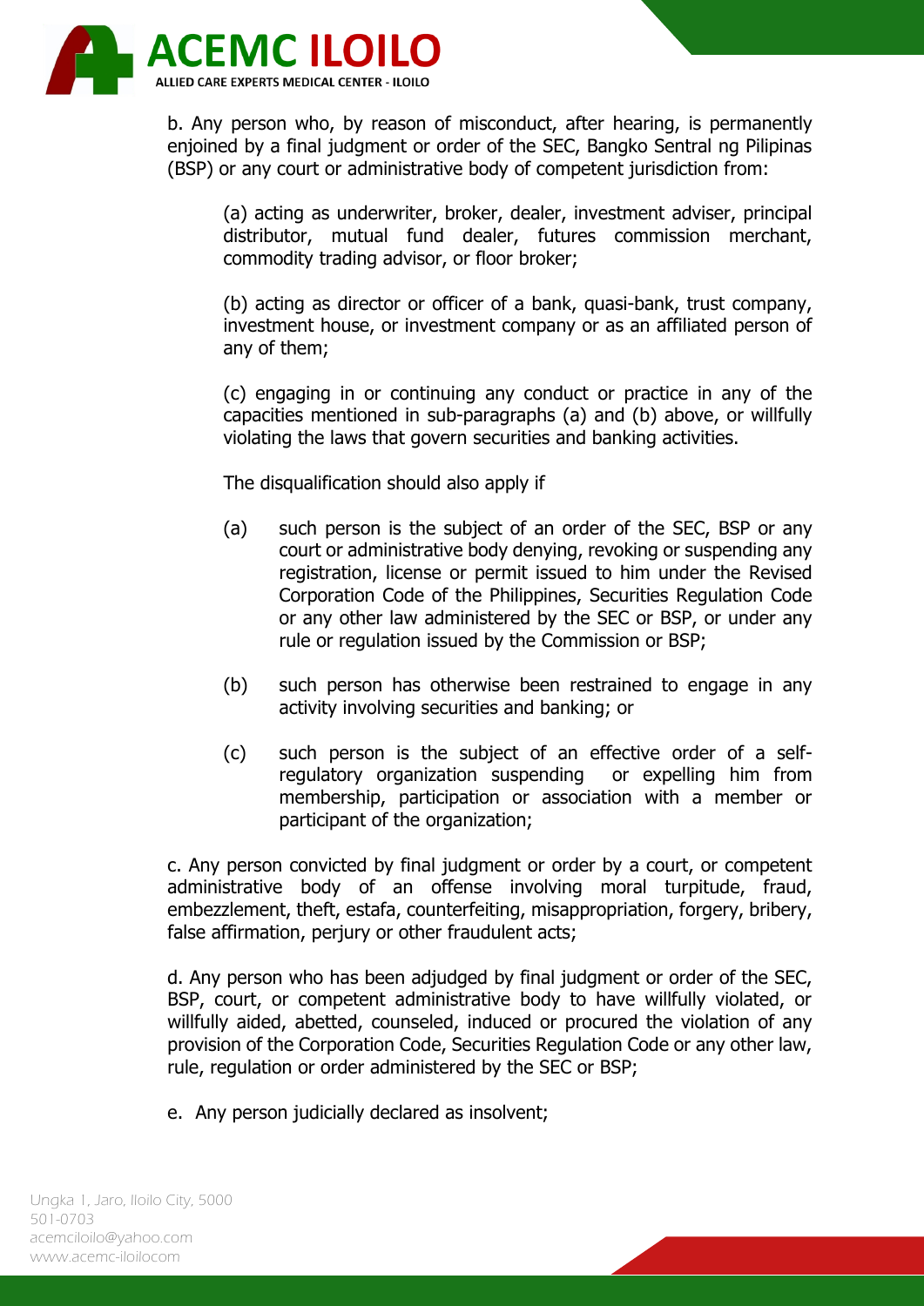b. Any person who, by reason of misconduct, after hearing, is permanently enjoined by a final judgment or order of the SEC, Bangko Sentral ng Pilipinas (BSP) or any court or administrative body of competent jurisdiction from:

> (a) acting as underwriter, broker, dealer, investment adviser, principal distributor, mutual fund dealer, futures commission merchant, commodity trading advisor, or floor broker;
>
> (b) acting as director or officer of a bank, quasi-bank, trust company, investment house, or investment company or as an affiliated person of any of them;
>
> (c) engaging in or continuing any conduct or practice in any of the capacities mentioned in sub-paragraphs (a) and (b) above, or willfully violating the laws that govern securities and banking activities.
>
> The disqualification should also apply if
>
> (a) such person is the subject of an order of the SEC, BSP or any court or administrative body denying, revoking or suspending any registration, license or permit issued to him under the Revised Corporation Code of the Philippines, Securities Regulation Code or any other law administered by the SEC or BSP, or under any rule or regulation issued by the Commission or BSP;
>
> (b) such person has otherwise been restrained to engage in any activity involving securities and banking; or
>
> (c) such person is the subject of an effective order of a self-regulatory organization suspending or expelling him from membership, participation or association with a member or participant of the organization;

c. Any person convicted by final judgment or order by a court, or competent administrative body of an offense involving moral turpitude, fraud, embezzlement, theft, estafa, counterfeiting, misappropriation, forgery, bribery, false affirmation, perjury or other fraudulent acts;

d. Any person who has been adjudged by final judgment or order of the SEC, BSP, court, or competent administrative body to have willfully violated, or willfully aided, abetted, counseled, induced or procured the violation of any provision of the Corporation Code, Securities Regulation Code or any other law, rule, regulation or order administered by the SEC or BSP;

e. Any person judicially declared as insolvent;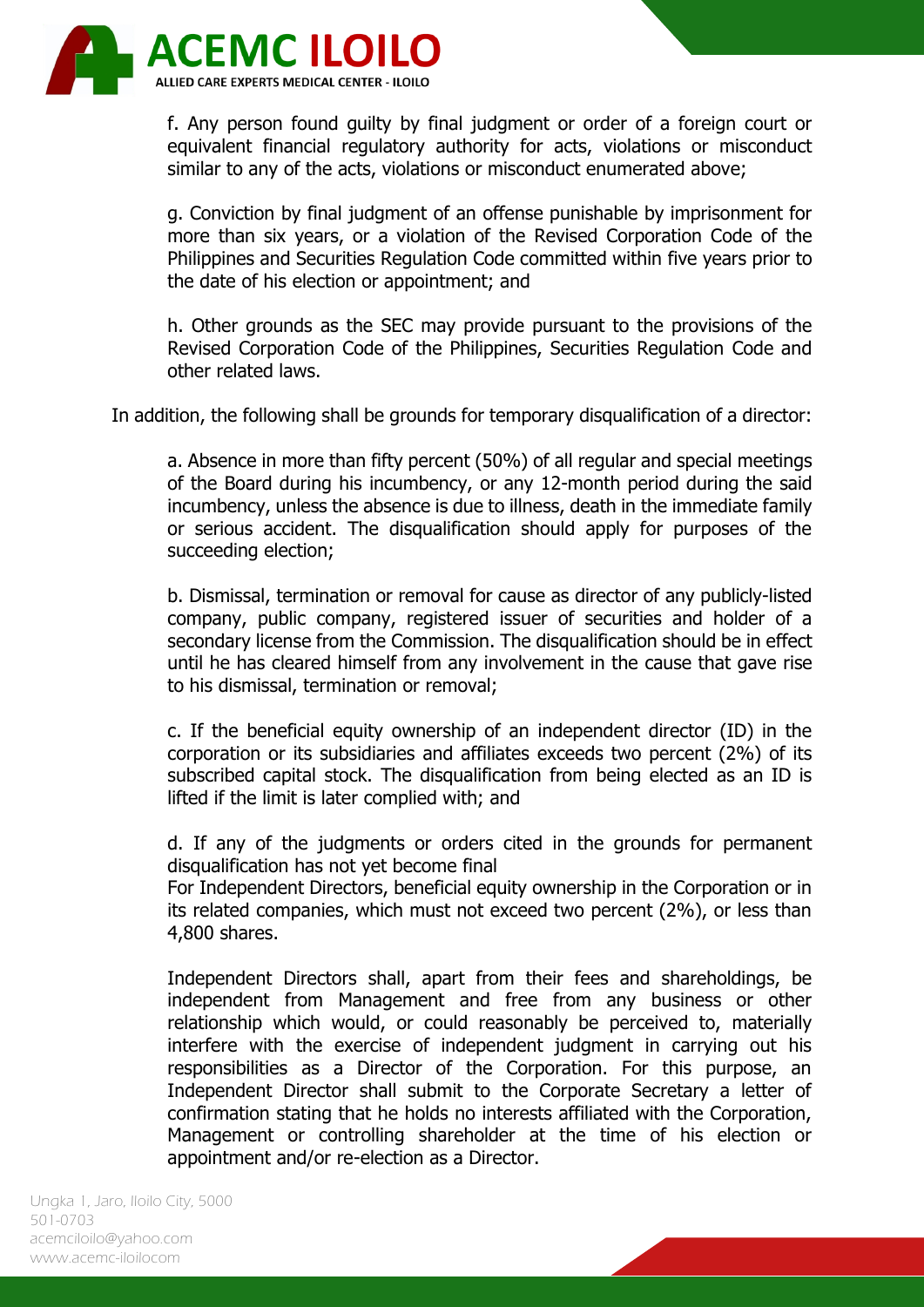f. Any person found guilty by final judgment or order of a foreign court or equivalent financial regulatory authority for acts, violations or misconduct similar to any of the acts, violations or misconduct enumerated above;

g. Conviction by final judgment of an offense punishable by imprisonment for more than six years, or a violation of the Revised Corporation Code of the Philippines and Securities Regulation Code committed within five years prior to the date of his election or appointment; and

h. Other grounds as the SEC may provide pursuant to the provisions of the Revised Corporation Code of the Philippines, Securities Regulation Code and other related laws.

In addition, the following shall be grounds for temporary disqualification of a director:

a. Absence in more than fifty percent (50%) of all regular and special meetings of the Board during his incumbency, or any 12-month period during the said incumbency, unless the absence is due to illness, death in the immediate family or serious accident. The disqualification should apply for purposes of the succeeding election;

b. Dismissal, termination or removal for cause as director of any publicly-listed company, public company, registered issuer of securities and holder of a secondary license from the Commission. The disqualification should be in effect until he has cleared himself from any involvement in the cause that gave rise to his dismissal, termination or removal;

c. If the beneficial equity ownership of an independent director (ID) in the corporation or its subsidiaries and affiliates exceeds two percent (2%) of its subscribed capital stock. The disqualification from being elected as an ID is lifted if the limit is later complied with; and

d. If any of the judgments or orders cited in the grounds for permanent disqualification has not yet become final
For Independent Directors, beneficial equity ownership in the Corporation or in its related companies, which must not exceed two percent (2%), or less than 4,800 shares.

Independent Directors shall, apart from their fees and shareholdings, be independent from Management and free from any business or other relationship which would, or could reasonably be perceived to, materially interfere with the exercise of independent judgment in carrying out his responsibilities as a Director of the Corporation. For this purpose, an Independent Director shall submit to the Corporate Secretary a letter of confirmation stating that he holds no interests affiliated with the Corporation, Management or controlling shareholder at the time of his election or appointment and/or re-election as a Director.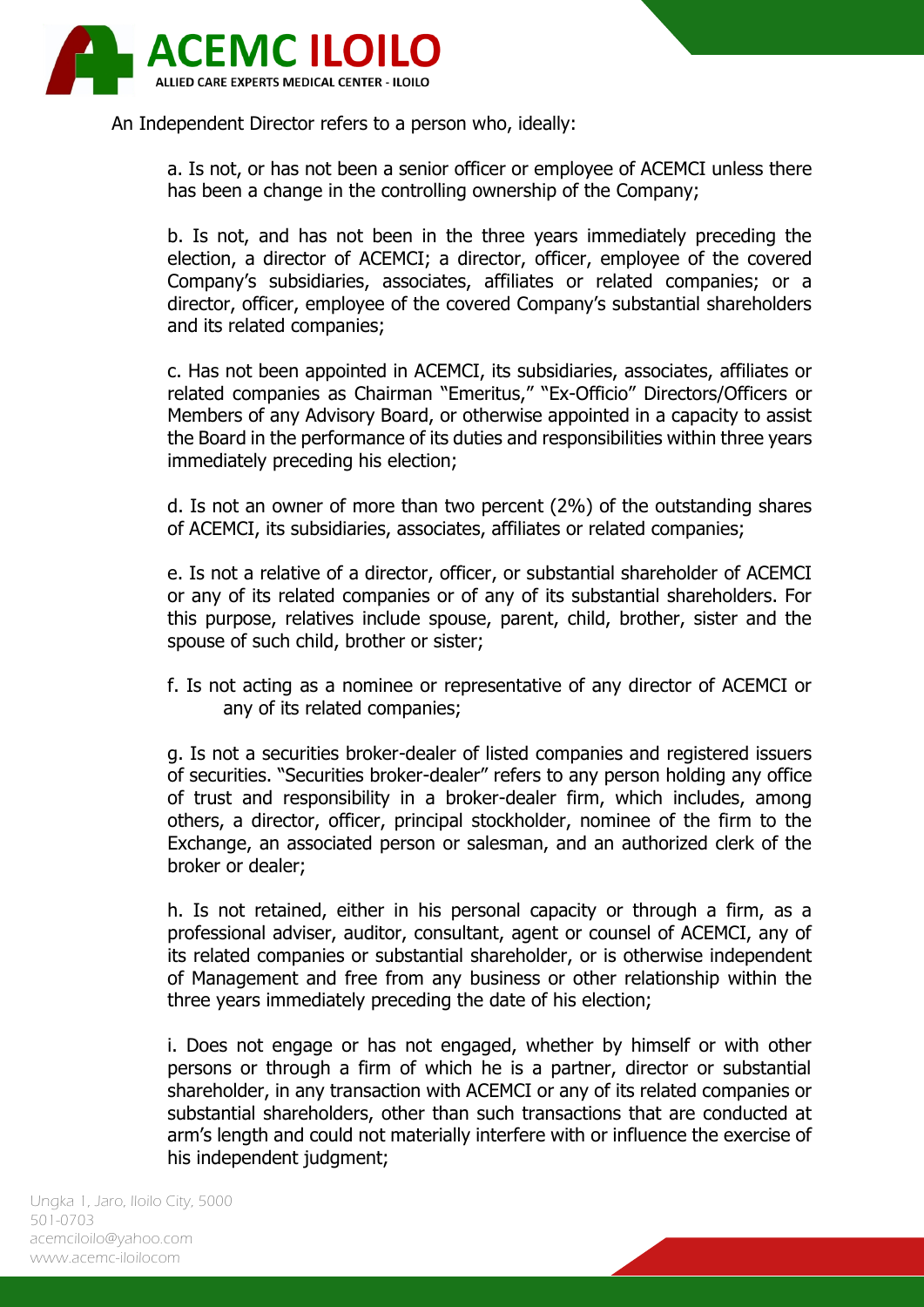An Independent Director refers to a person who, ideally:

a. Is not, or has not been a senior officer or employee of ACEMCI unless there has been a change in the controlling ownership of the Company;

b. Is not, and has not been in the three years immediately preceding the election, a director of ACEMCI; a director, officer, employee of the covered Company's subsidiaries, associates, affiliates or related companies; or a director, officer, employee of the covered Company's substantial shareholders and its related companies;

c. Has not been appointed in ACEMCI, its subsidiaries, associates, affiliates or related companies as Chairman "Emeritus," "Ex-Officio" Directors/Officers or Members of any Advisory Board, or otherwise appointed in a capacity to assist the Board in the performance of its duties and responsibilities within three years immediately preceding his election;

d. Is not an owner of more than two percent (2%) of the outstanding shares of ACEMCI, its subsidiaries, associates, affiliates or related companies;

e. Is not a relative of a director, officer, or substantial shareholder of ACEMCI or any of its related companies or of any of its substantial shareholders. For this purpose, relatives include spouse, parent, child, brother, sister and the spouse of such child, brother or sister;

f. Is not acting as a nominee or representative of any director of ACEMCI or any of its related companies;

g. Is not a securities broker-dealer of listed companies and registered issuers of securities. "Securities broker-dealer" refers to any person holding any office of trust and responsibility in a broker-dealer firm, which includes, among others, a director, officer, principal stockholder, nominee of the firm to the Exchange, an associated person or salesman, and an authorized clerk of the broker or dealer;

h. Is not retained, either in his personal capacity or through a firm, as a professional adviser, auditor, consultant, agent or counsel of ACEMCI, any of its related companies or substantial shareholder, or is otherwise independent of Management and free from any business or other relationship within the three years immediately preceding the date of his election;

i. Does not engage or has not engaged, whether by himself or with other persons or through a firm of which he is a partner, director or substantial shareholder, in any transaction with ACEMCI or any of its related companies or substantial shareholders, other than such transactions that are conducted at arm's length and could not materially interfere with or influence the exercise of his independent judgment;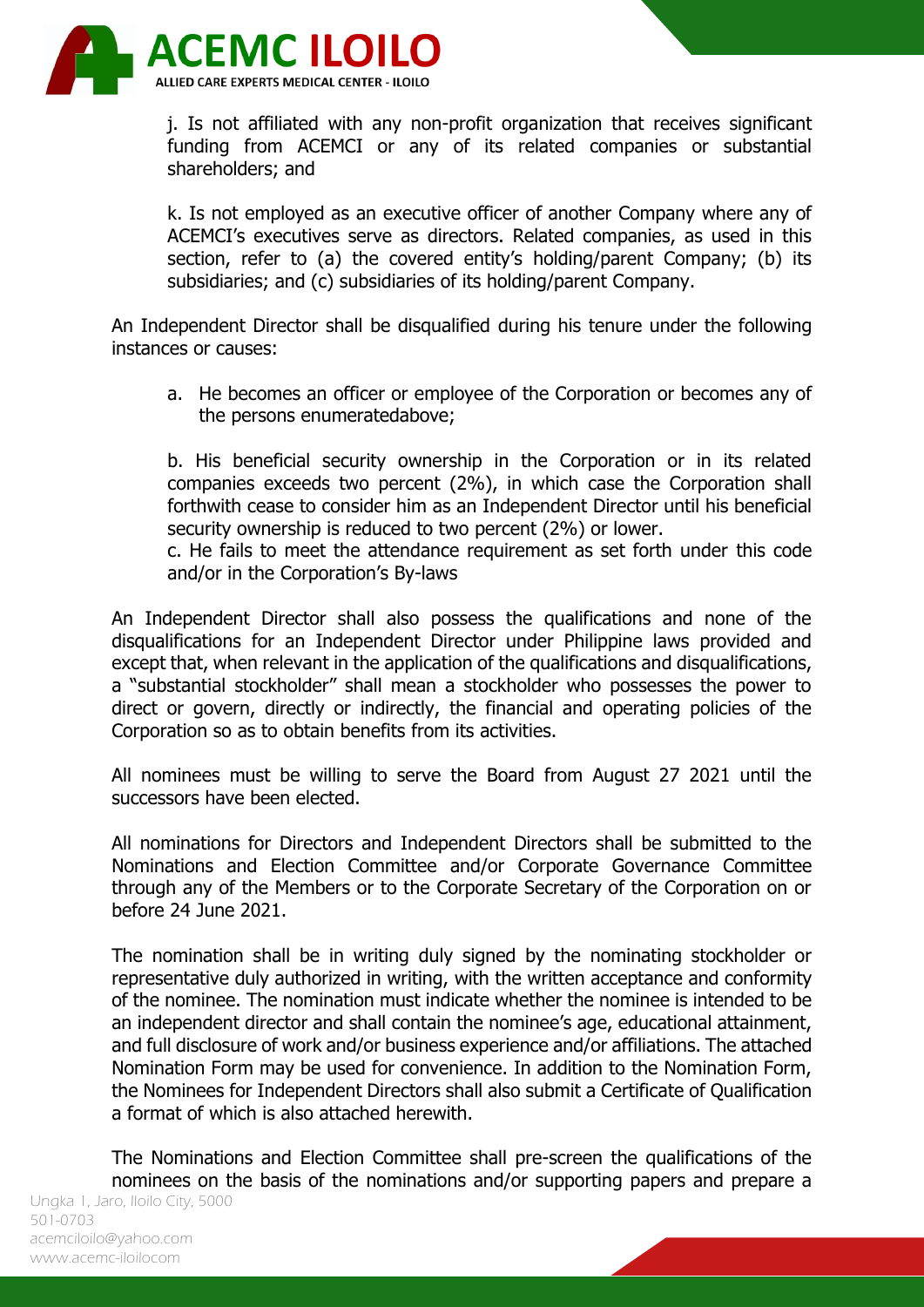j. Is not affiliated with any non-profit organization that receives significant funding from ACEMCI or any of its related companies or substantial shareholders; and

k. Is not employed as an executive officer of another Company where any of ACEMCI's executives serve as directors. Related companies, as used in this section, refer to (a) the covered entity's holding/parent Company; (b) its subsidiaries; and (c) subsidiaries of its holding/parent Company.

An Independent Director shall be disqualified during his tenure under the following instances or causes:

a. He becomes an officer or employee of the Corporation or becomes any of the persons enumeratedabove;

b. His beneficial security ownership in the Corporation or in its related companies exceeds two percent (2%), in which case the Corporation shall forthwith cease to consider him as an Independent Director until his beneficial security ownership is reduced to two percent (2%) or lower.

c. He fails to meet the attendance requirement as set forth under this code and/or in the Corporation's By-laws

An Independent Director shall also possess the qualifications and none of the disqualifications for an Independent Director under Philippine laws provided and except that, when relevant in the application of the qualifications and disqualifications, a "substantial stockholder" shall mean a stockholder who possesses the power to direct or govern, directly or indirectly, the financial and operating policies of the Corporation so as to obtain benefits from its activities.

All nominees must be willing to serve the Board from August 27 2021 until the successors have been elected.

All nominations for Directors and Independent Directors shall be submitted to the Nominations and Election Committee and/or Corporate Governance Committee through any of the Members or to the Corporate Secretary of the Corporation on or before 24 June 2021.

The nomination shall be in writing duly signed by the nominating stockholder or representative duly authorized in writing, with the written acceptance and conformity of the nominee. The nomination must indicate whether the nominee is intended to be an independent director and shall contain the nominee's age, educational attainment, and full disclosure of work and/or business experience and/or affiliations. The attached Nomination Form may be used for convenience. In addition to the Nomination Form, the Nominees for Independent Directors shall also submit a Certificate of Qualification a format of which is also attached herewith.

The Nominations and Election Committee shall pre-screen the qualifications of the nominees on the basis of the nominations and/or supporting papers and prepare a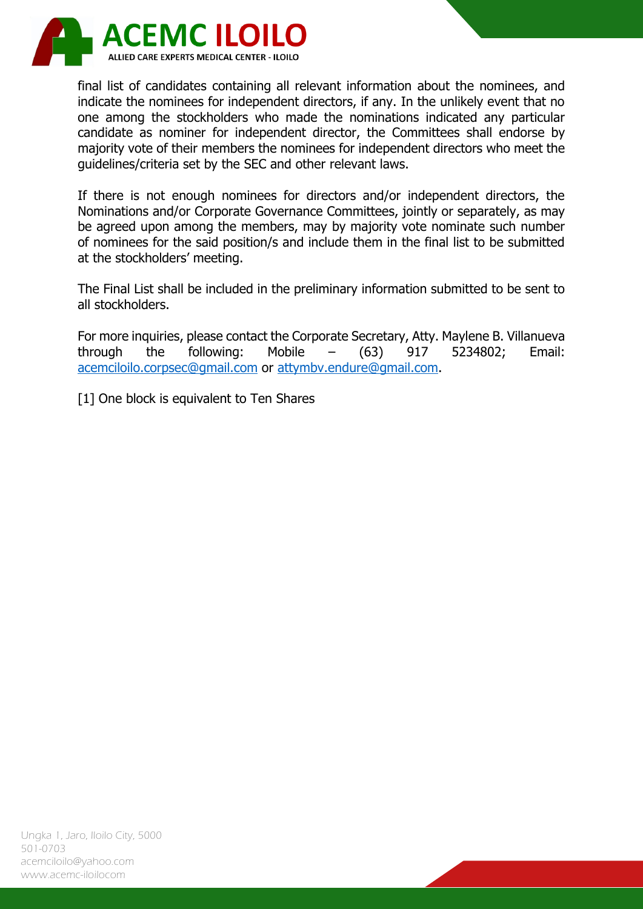final list of candidates containing all relevant information about the nominees, and indicate the nominees for independent directors, if any. In the unlikely event that no one among the stockholders who made the nominations indicated any particular candidate as nominer for independent director, the Committees shall endorse by majority vote of their members the nominees for independent directors who meet the guidelines/criteria set by the SEC and other relevant laws.

If there is not enough nominees for directors and/or independent directors, the Nominations and/or Corporate Governance Committees, jointly or separately, as may be agreed upon among the members, may by majority vote nominate such number of nominees for the said position/s and include them in the final list to be submitted at the stockholders' meeting.

The Final List shall be included in the preliminary information submitted to be sent to all stockholders.

For more inquiries, please contact the Corporate Secretary, Atty. Maylene B. Villanueva through the following: Mobile – (63) 917 5234802; Email: acemciloilo.corpsec@gmail.com or attymbv.endure@gmail.com.

[1] One block is equivalent to Ten Shares